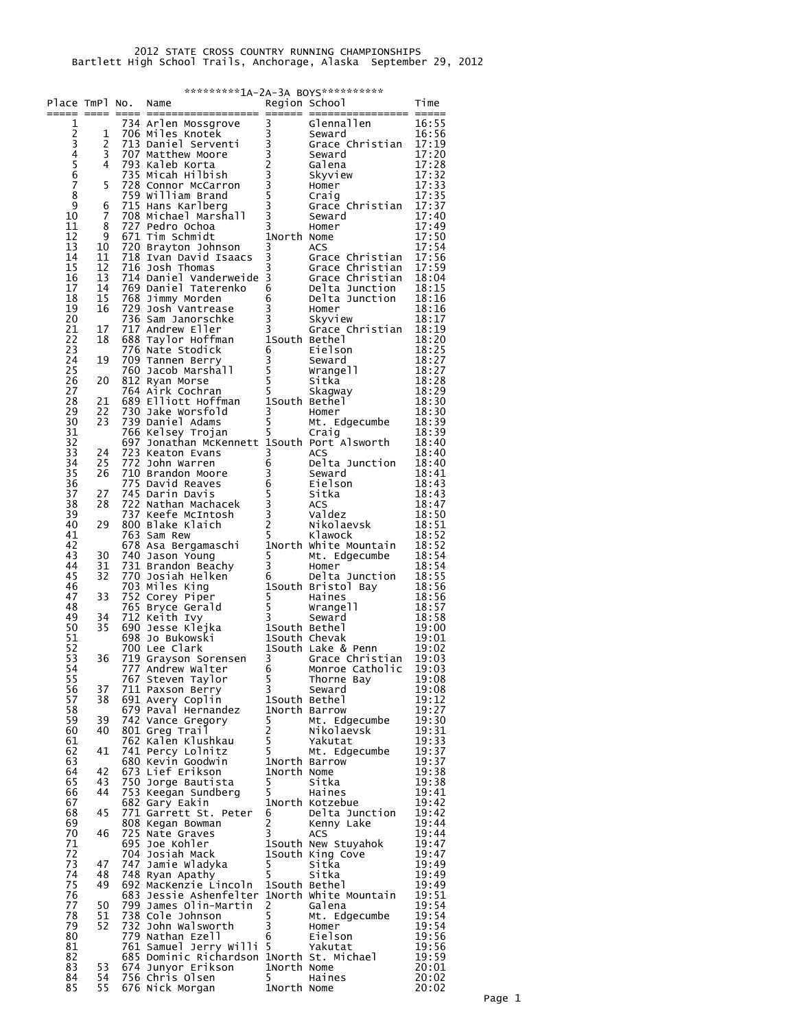2012 STATE CROSS COUNTRY RUNNING CHAMPIONSHIPS
Bartlett High School Trails, Anchorage, Alaska September 29, 2012

*********1A-2A-3A BOYS**********

| Place | TmPl | No. | Name | Region | School | Time |
|---|---|---|---|---|---|---|
| 1 | | 734 | Arlen Mossgrove | 3 | Glennallen | 16:55 |
| 2 | 1 | 706 | Miles Knotek | 3 | Seward | 16:56 |
| 3 | 2 | 713 | Daniel Serventi | 3 | Grace Christian | 17:19 |
| 4 | 3 | 707 | Matthew Moore | 3 | Seward | 17:20 |
| 5 | 4 | 793 | Kaleb Korta | 2 | Galena | 17:28 |
| 6 | | 735 | Micah Hilbish | 3 | Skyview | 17:32 |
| 7 | 5 | 728 | Connor McCarron | 3 | Homer | 17:33 |
| 8 | | 759 | William Brand | 5 | Craig | 17:35 |
| 9 | 6 | 715 | Hans Karlberg | 3 | Grace Christian | 17:37 |
| 10 | 7 | 708 | Michael Marshall | 3 | Seward | 17:40 |
| 11 | 8 | 727 | Pedro Ochoa | 3 | Homer | 17:49 |
| 12 | 9 | 671 | Tim Schmidt | 1North | Nome | 17:50 |
| 13 | 10 | 720 | Brayton Johnson | 3 | ACS | 17:54 |
| 14 | 11 | 718 | Ivan David Isaacs | 3 | Grace Christian | 17:56 |
| 15 | 12 | 716 | Josh Thomas | 3 | Grace Christian | 17:59 |
| 16 | 13 | 714 | Daniel Vanderweide | 3 | Grace Christian | 18:04 |
| 17 | 14 | 769 | Daniel Taterenko | 6 | Delta Junction | 18:15 |
| 18 | 15 | 768 | Jimmy Morden | 6 | Delta Junction | 18:16 |
| 19 | 16 | 729 | Josh Vantrease | 3 | Homer | 18:16 |
| 20 | | 736 | Sam Janorschke | 3 | Skyview | 18:17 |
| 21 | 17 | 717 | Andrew Eller | 3 | Grace Christian | 18:19 |
| 22 | 18 | 688 | Taylor Hoffman | 1South | Bethel | 18:20 |
| 23 | | 776 | Nate Stodick | 6 | Eielson | 18:25 |
| 24 | 19 | 709 | Tannen Berry | 3 | Seward | 18:27 |
| 25 | | 760 | Jacob Marshall | 5 | Wrangell | 18:27 |
| 26 | 20 | 812 | Ryan Morse | 5 | Sitka | 18:28 |
| 27 | | 764 | Airk Cochran | 5 | Skagway | 18:29 |
| 28 | 21 | 689 | Elliott Hoffman | 1South | Bethel | 18:30 |
| 29 | 22 | 730 | Jake Worsfold | 3 | Homer | 18:30 |
| 30 | 23 | 739 | Daniel Adams | 5 | Mt. Edgecumbe | 18:39 |
| 31 | | 766 | Kelsey Trojan | 5 | Craig | 18:39 |
| 32 | | 697 | Jonathan McKennett | 1South | Port Alsworth | 18:40 |
| 33 | 24 | 723 | Keaton Evans | 3 | ACS | 18:40 |
| 34 | 25 | 772 | John Warren | 6 | Delta Junction | 18:40 |
| 35 | 26 | 710 | Brandon Moore | 3 | Seward | 18:41 |
| 36 | | 775 | David Reaves | 6 | Eielson | 18:43 |
| 37 | 27 | 745 | Darin Davis | 5 | Sitka | 18:43 |
| 38 | 28 | 722 | Nathan Machacek | 3 | ACS | 18:47 |
| 39 | | 737 | Keefe McIntosh | 3 | Valdez | 18:50 |
| 40 | 29 | 800 | Blake Klaich | 2 | Nikolaevsk | 18:51 |
| 41 | | 763 | Sam Rew | 5 | Klawock | 18:52 |
| 42 | | 678 | Asa Bergamaschi | 1North | White Mountain | 18:52 |
| 43 | 30 | 740 | Jason Young | 5 | Mt. Edgecumbe | 18:54 |
| 44 | 31 | 731 | Brandon Beachy | 3 | Homer | 18:54 |
| 45 | 32 | 770 | Josiah Helken | 6 | Delta Junction | 18:55 |
| 46 | | 703 | Miles King | 1South | Bristol Bay | 18:56 |
| 47 | 33 | 752 | Corey Piper | 5 | Haines | 18:56 |
| 48 | | 765 | Bryce Gerald | 5 | Wrangell | 18:57 |
| 49 | 34 | 712 | Keith Ivy | 3 | Seward | 18:58 |
| 50 | 35 | 690 | Jesse Klejka | 1South | Bethel | 19:00 |
| 51 | | 698 | Jo Bukowski | 1South | Chevak | 19:01 |
| 52 | | 700 | Lee Clark | 1South | Lake & Penn | 19:02 |
| 53 | 36 | 719 | Grayson Sorensen | 3 | Grace Christian | 19:03 |
| 54 | | 777 | Andrew Walter | 6 | Monroe Catholic | 19:03 |
| 55 | | 767 | Steven Taylor | 5 | Thorne Bay | 19:08 |
| 56 | 37 | 711 | Paxson Berry | 3 | Seward | 19:08 |
| 57 | 38 | 691 | Avery Coplin | 1South | Bethel | 19:12 |
| 58 | | 679 | Paval Hernandez | 1North | Barrow | 19:27 |
| 59 | 39 | 742 | Vance Gregory | 5 | Mt. Edgecumbe | 19:30 |
| 60 | 40 | 801 | Greg Trail | 2 | Nikolaevsk | 19:31 |
| 61 | | 762 | Kalen Klushkau | 5 | Yakutat | 19:33 |
| 62 | 41 | 741 | Percy Lolnitz | 5 | Mt. Edgecumbe | 19:37 |
| 63 | | 680 | Kevin Goodwin | 1North | Barrow | 19:37 |
| 64 | 42 | 673 | Lief Erikson | 1North | Nome | 19:38 |
| 65 | 43 | 750 | Jorge Bautista | 5 | Sitka | 19:38 |
| 66 | 44 | 753 | Keegan Sundberg | 5 | Haines | 19:41 |
| 67 | | 682 | Gary Eakin | 1North | Kotzebue | 19:42 |
| 68 | 45 | 771 | Garrett St. Peter | 6 | Delta Junction | 19:42 |
| 69 | | 808 | Kegan Bowman | 2 | Kenny Lake | 19:44 |
| 70 | 46 | 725 | Nate Graves | 3 | ACS | 19:44 |
| 71 | | 695 | Joe Kohler | 1South | New Stuyahok | 19:47 |
| 72 | | 704 | Josiah Mack | 1South | King Cove | 19:47 |
| 73 | 47 | 747 | Jamie Wladyka | 5 | Sitka | 19:49 |
| 74 | 48 | 748 | Ryan Apathy | 5 | Sitka | 19:49 |
| 75 | 49 | 692 | MacKenzie Lincoln | 1South | Bethel | 19:49 |
| 76 | | 683 | Jessie Ashenfelter | 1North | White Mountain | 19:51 |
| 77 | 50 | 799 | James Olin-Martin | 2 | Galena | 19:54 |
| 78 | 51 | 738 | Cole Johnson | 5 | Mt. Edgecumbe | 19:54 |
| 79 | 52 | 732 | John Walsworth | 3 | Homer | 19:54 |
| 80 | | 779 | Nathan Ezell | 6 | Eielson | 19:56 |
| 81 | | 761 | Samuel Jerry Willi | 5 | Yakutat | 19:56 |
| 82 | | 685 | Dominic Richardson | 1North | St. Michael | 19:59 |
| 83 | 53 | 674 | Junyor Erikson | 1North | Nome | 20:01 |
| 84 | 54 | 756 | Chris Olsen | 5 | Haines | 20:02 |
| 85 | 55 | 676 | Nick Morgan | 1North | Nome | 20:02 |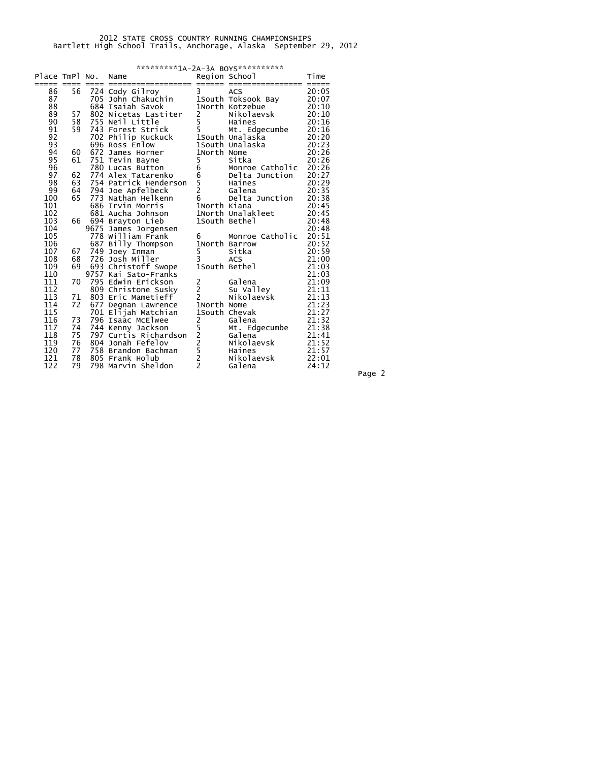2012 STATE CROSS COUNTRY RUNNING CHAMPIONSHIPS
Bartlett High School Trails, Anchorage, Alaska September 29, 2012

## *********1A-2A-3A BOYS**********

| Place | TmPl | No. | Name | Region | School | Time |
|---|---|---|---|---|---|---|
| 86 | 56 | 724 | Cody Gilroy | 3 | ACS | 20:05 |
| 87 | | 705 | John Chakuchin | 1South | Toksook Bay | 20:07 |
| 88 | | 684 | Isaiah Savok | 1North | Kotzebue | 20:10 |
| 89 | 57 | 802 | Nicetas Lastiter | 2 | Nikolaevsk | 20:10 |
| 90 | 58 | 755 | Neil Little | 5 | Haines | 20:16 |
| 91 | 59 | 743 | Forest Strick | 5 | Mt. Edgecumbe | 20:16 |
| 92 | | 702 | Philip Kuckuck | 1South | Unalaska | 20:20 |
| 93 | | 696 | Ross Enlow | 1South | Unalaska | 20:23 |
| 94 | 60 | 672 | James Horner | 1North | Nome | 20:26 |
| 95 | 61 | 751 | Tevin Bayne | 5 | Sitka | 20:26 |
| 96 | | 780 | Lucas Button | 6 | Monroe Catholic | 20:26 |
| 97 | 62 | 774 | Alex Tatarenko | 6 | Delta Junction | 20:27 |
| 98 | 63 | 754 | Patrick Henderson | 5 | Haines | 20:29 |
| 99 | 64 | 794 | Joe Apfelbeck | 2 | Galena | 20:35 |
| 100 | 65 | 773 | Nathan Helkenn | 6 | Delta Junction | 20:38 |
| 101 | | 686 | Irvin Morris | 1North | Kiana | 20:45 |
| 102 | | 681 | Aucha Johnson | 1North | Unalakleet | 20:45 |
| 103 | 66 | 694 | Brayton Lieb | 1South | Bethel | 20:48 |
| 104 | | 9675 | James Jorgensen | | | 20:48 |
| 105 | | 778 | William Frank | 6 | Monroe Catholic | 20:51 |
| 106 | | 687 | Billy Thompson | 1North | Barrow | 20:52 |
| 107 | 67 | 749 | Joey Inman | 5 | Sitka | 20:59 |
| 108 | 68 | 726 | Josh Miller | 3 | ACS | 21:00 |
| 109 | 69 | 693 | Christoff Swope | 1South | Bethel | 21:03 |
| 110 | | 9757 | Kai Sato-Franks | | | 21:03 |
| 111 | 70 | 795 | Edwin Erickson | 2 | Galena | 21:09 |
| 112 | | 809 | Christone Susky | 2 | Su Valley | 21:11 |
| 113 | 71 | 803 | Eric Mametieff | 2 | Nikolaevsk | 21:13 |
| 114 | 72 | 677 | Degnan Lawrence | 1North | Nome | 21:23 |
| 115 | | 701 | Elijah Matchian | 1South | Chevak | 21:27 |
| 116 | 73 | 796 | Isaac McElwee | 2 | Galena | 21:32 |
| 117 | 74 | 744 | Kenny Jackson | 5 | Mt. Edgecumbe | 21:38 |
| 118 | 75 | 797 | Curtis Richardson | 2 | Galena | 21:41 |
| 119 | 76 | 804 | Jonah Fefelov | 2 | Nikolaevsk | 21:52 |
| 120 | 77 | 758 | Brandon Bachman | 5 | Haines | 21:57 |
| 121 | 78 | 805 | Frank Holub | 2 | Nikolaevsk | 22:01 |
| 122 | 79 | 798 | Marvin Sheldon | 2 | Galena | 24:12 |